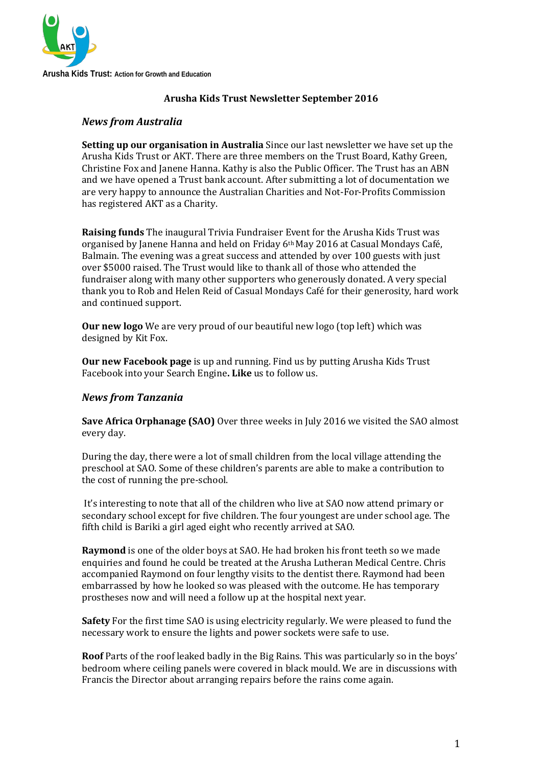**Arusha Kids Trust:** Action for Growth and Education

# Arusha Kids Trust Newsletter September 2016

## *News from Australia*

**Setting up our organisation in Australia** Since our last newsletter we have set up the Arusha Kids Trust or AKT. There are three members on the Trust Board, Kathy Green, Christine Fox and Janene Hanna. Kathy is also the Public Officer. The Trust has an ABN and we have opened a Trust bank account. After submitting a lot of documentation we are very happy to announce the Australian Charities and Not-For-Profits Commission has registered AKT as a Charity.

**Raising funds** The inaugural Trivia Fundraiser Event for the Arusha Kids Trust was organised by Janene Hanna and held on Friday 6th May 2016 at Casual Mondays Café, Balmain. The evening was a great success and attended by over 100 guests with just over $5000 raised. The Trust would like to thank all of those who attended the fundraiser along with many other supporters who generously donated. A very special thank you to Rob and Helen Reid of Casual Mondays Café for their generosity, hard work and continued support.

**Our new logo** We are very proud of our beautiful new logo (top left) which was designed by Kit Fox.

**Our new Facebook page** is up and running. Find us by putting Arusha Kids Trust Facebook into your Search Engine**. Like** us to follow us.

## *News from Tanzania*

**Save Africa Orphanage (SAO)** Over three weeks in July 2016 we visited the SAO almost every day.

During the day, there were a lot of small children from the local village attending the preschool at SAO. Some of these children's parents are able to make a contribution to the cost of running the pre-school.

It's interesting to note that all of the children who live at SAO now attend primary or secondary school except for five children. The four youngest are under school age. The fifth child is Bariki a girl aged eight who recently arrived at SAO.

**Raymond** is one of the older boys at SAO. He had broken his front teeth so we made enquiries and found he could be treated at the Arusha Lutheran Medical Centre. Chris accompanied Raymond on four lengthy visits to the dentist there. Raymond had been embarrassed by how he looked so was pleased with the outcome. He has temporary prostheses now and will need a follow up at the hospital next year.

**Safety** For the first time SAO is using electricity regularly. We were pleased to fund the necessary work to ensure the lights and power sockets were safe to use.

**Roof** Parts of the roof leaked badly in the Big Rains. This was particularly so in the boys' bedroom where ceiling panels were covered in black mould. We are in discussions with Francis the Director about arranging repairs before the rains come again.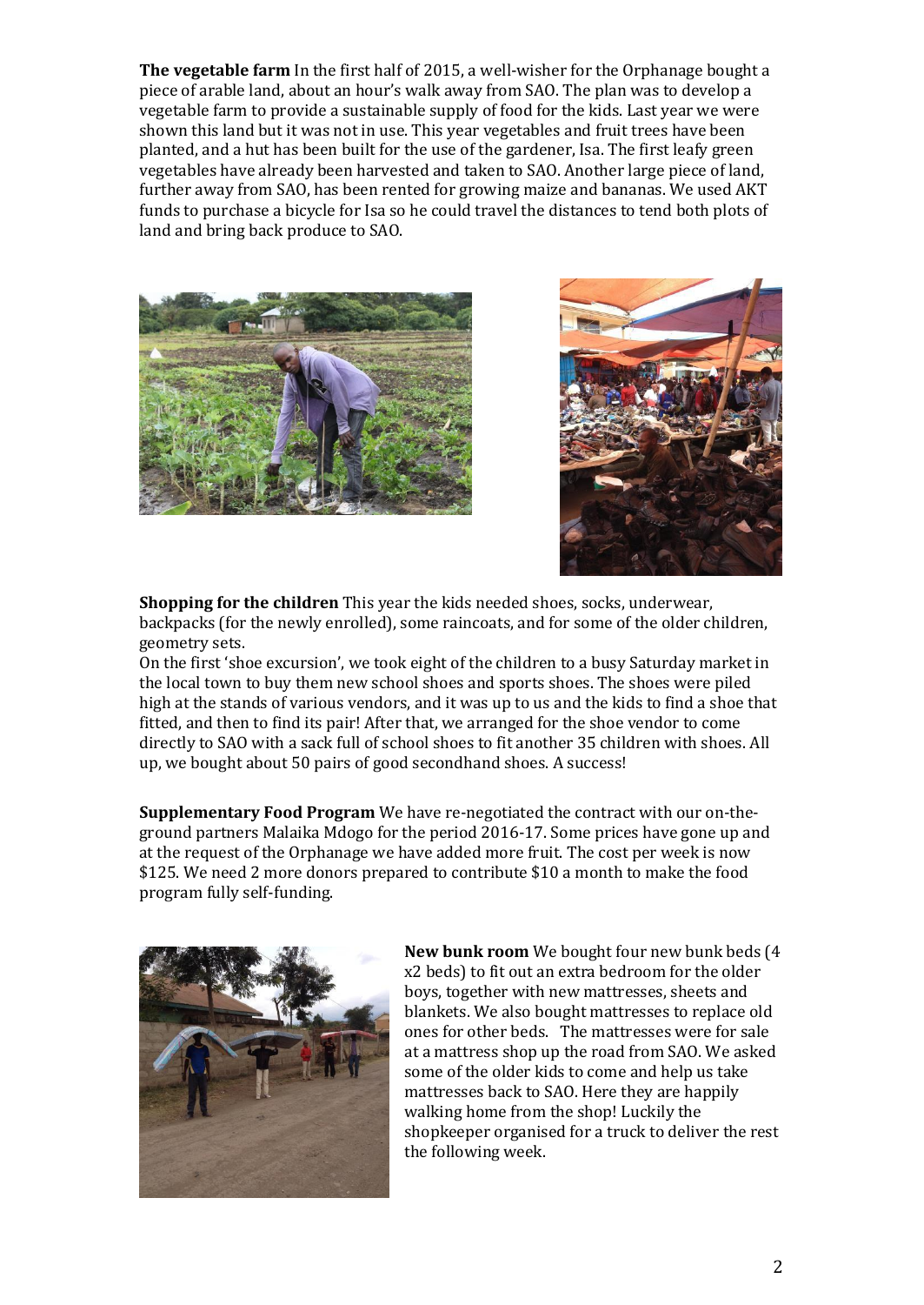**The vegetable farm** In the first half of 2015, a well-wisher for the Orphanage bought a piece of arable land, about an hour's walk away from SAO. The plan was to develop a vegetable farm to provide a sustainable supply of food for the kids. Last year we were shown this land but it was not in use. This year vegetables and fruit trees have been planted, and a hut has been built for the use of the gardener, Isa. The first leafy green vegetables have already been harvested and taken to SAO. Another large piece of land, further away from SAO, has been rented for growing maize and bananas. We used AKT funds to purchase a bicycle for Isa so he could travel the distances to tend both plots of land and bring back produce to SAO.

**Shopping for the children** This year the kids needed shoes, socks, underwear, backpacks (for the newly enrolled), some raincoats, and for some of the older children, geometry sets.

On the first 'shoe excursion', we took eight of the children to a busy Saturday market in the local town to buy them new school shoes and sports shoes. The shoes were piled high at the stands of various vendors, and it was up to us and the kids to find a shoe that fitted, and then to find its pair! After that, we arranged for the shoe vendor to come directly to SAO with a sack full of school shoes to fit another 35 children with shoes. All up, we bought about 50 pairs of good secondhand shoes. A success!

**Supplementary Food Program** We have re-negotiated the contract with our on-the-ground partners Malaika Mdogo for the period 2016-17. Some prices have gone up and at the request of the Orphanage we have added more fruit. The cost per week is now $125. We need 2 more donors prepared to contribute $10 a month to make the food program fully self-funding.

**New bunk room** We bought four new bunk beds (4 x2 beds) to fit out an extra bedroom for the older boys, together with new mattresses, sheets and blankets. We also bought mattresses to replace old ones for other beds. The mattresses were for sale at a mattress shop up the road from SAO. We asked some of the older kids to come and help us take mattresses back to SAO. Here they are happily walking home from the shop! Luckily the shopkeeper organised for a truck to deliver the rest the following week.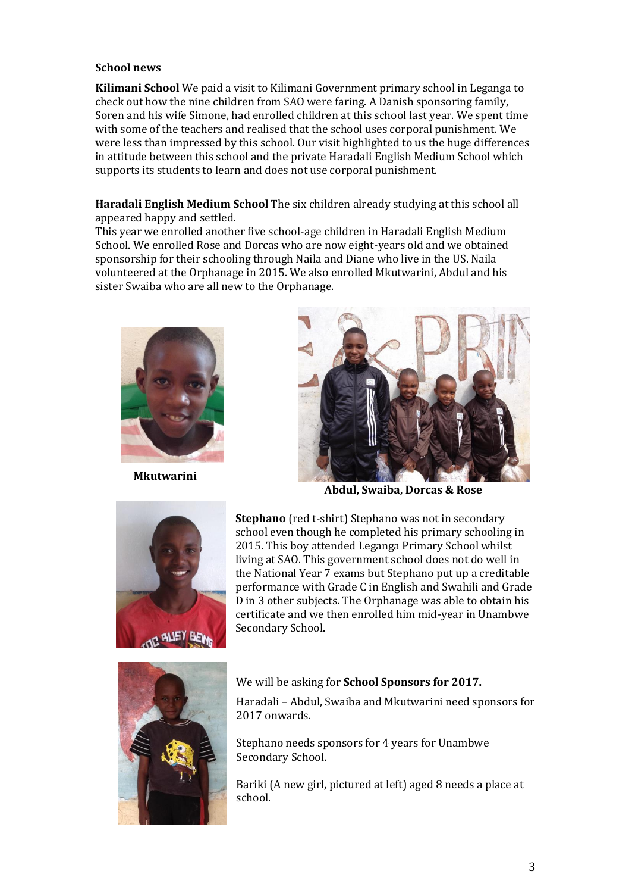**School news**

**Kilimani School** We paid a visit to Kilimani Government primary school in Leganga to check out how the nine children from SAO were faring. A Danish sponsoring family, Soren and his wife Simone, had enrolled children at this school last year. We spent time with some of the teachers and realised that the school uses corporal punishment. We were less than impressed by this school. Our visit highlighted to us the huge differences in attitude between this school and the private Haradali English Medium School which supports its students to learn and does not use corporal punishment.

**Haradali English Medium School** The six children already studying at this school all appeared happy and settled.
This year we enrolled another five school-age children in Haradali English Medium School. We enrolled Rose and Dorcas who are now eight-years old and we obtained sponsorship for their schooling through Naila and Diane who live in the US. Naila volunteered at the Orphanage in 2015. We also enrolled Mkutwarini, Abdul and his sister Swaiba who are all new to the Orphanage.

**Mkutwarini**

**Abdul, Swaiba, Dorcas & Rose**

**Stephano** (red t-shirt) Stephano was not in secondary school even though he completed his primary schooling in 2015. This boy attended Leganga Primary School whilst living at SAO. This government school does not do well in the National Year 7 exams but Stephano put up a creditable performance with Grade C in English and Swahili and Grade D in 3 other subjects. The Orphanage was able to obtain his certificate and we then enrolled him mid-year in Unambwe Secondary School.

We will be asking for **School Sponsors for 2017.**

Haradali – Abdul, Swaiba and Mkutwarini need sponsors for 2017 onwards.

Stephano needs sponsors for 4 years for Unambwe Secondary School.

Bariki (A new girl, pictured at left) aged 8 needs a place at school.